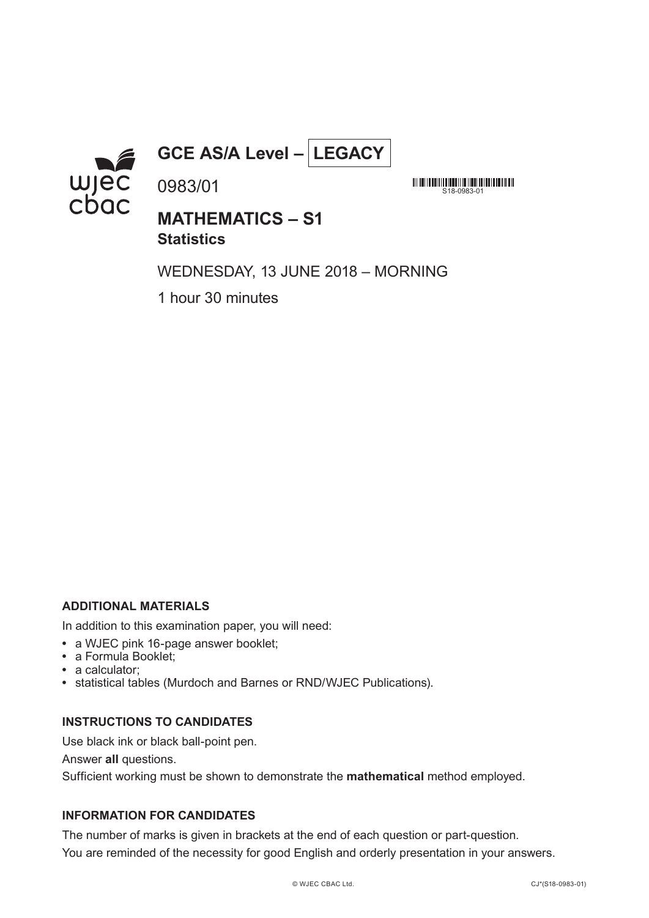# GCE AS/A Level – LEGACY

0983/01

S18-0983-01

## MATHEMATICS – S1
### Statistics

WEDNESDAY, 13 JUNE 2018 – MORNING

1 hour 30 minutes

**ADDITIONAL MATERIALS**

In addition to this examination paper, you will need:

- a WJEC pink 16-page answer booklet;
- a Formula Booklet;
- a calculator;
- statistical tables (Murdoch and Barnes or RND/WJEC Publications).

**INSTRUCTIONS TO CANDIDATES**

Use black ink or black ball-point pen.

Answer **all** questions.

Sufficient working must be shown to demonstrate the **mathematical** method employed.

**INFORMATION FOR CANDIDATES**

The number of marks is given in brackets at the end of each question or part-question.

You are reminded of the necessity for good English and orderly presentation in your answers.

© WJEC CBAC Ltd.

CJ*(S18-0983-01)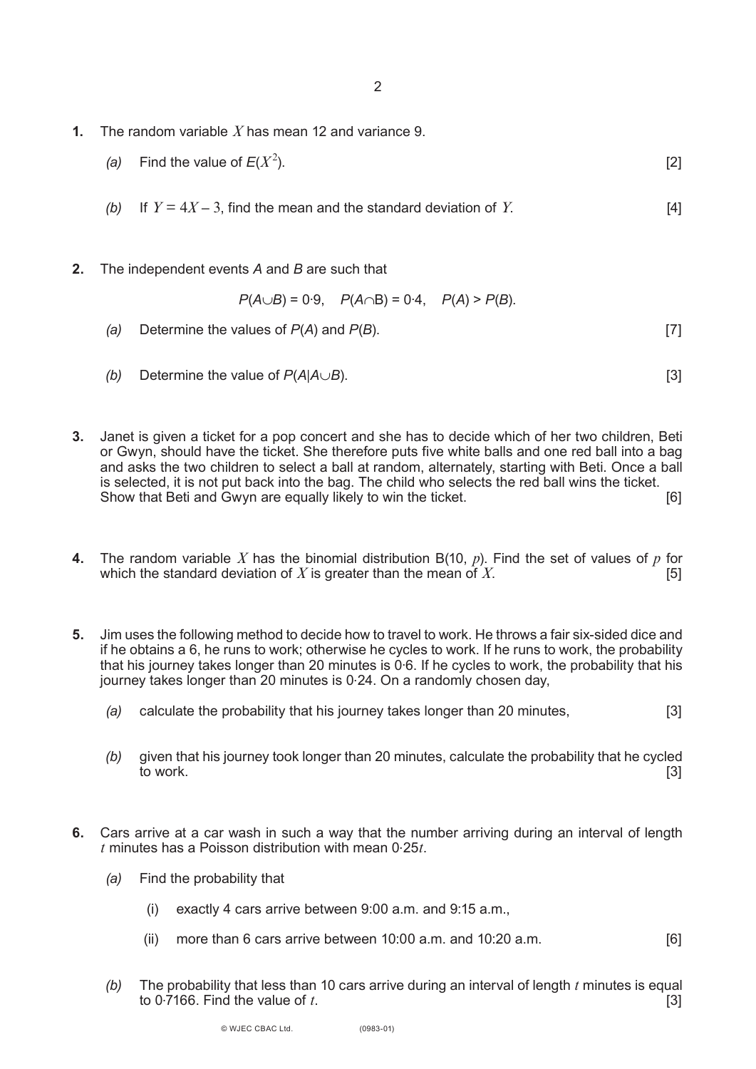**1.** The random variable $X$ has mean 12 and variance 9.

*(a)* Find the value of $E(X^2)$. [2]

*(b)* If $Y = 4X - 3$, find the mean and the standard deviation of $Y$. [4]

**2.** The independent events *A* and *B* are such that

$$P(A \cup B) = 0{\cdot}9, \quad P(A \cap B) = 0{\cdot}4, \quad P(A) > P(B).$$

*(a)* Determine the values of $P(A)$ and $P(B)$. [7]

*(b)* Determine the value of $P(A|A \cup B)$. [3]

**3.** Janet is given a ticket for a pop concert and she has to decide which of her two children, Beti or Gwyn, should have the ticket. She therefore puts five white balls and one red ball into a bag and asks the two children to select a ball at random, alternately, starting with Beti. Once a ball is selected, it is not put back into the bag. The child who selects the red ball wins the ticket. Show that Beti and Gwyn are equally likely to win the ticket. [6]

**4.** The random variable $X$ has the binomial distribution B(10, $p$). Find the set of values of $p$ for which the standard deviation of $X$ is greater than the mean of $X$. [5]

**5.** Jim uses the following method to decide how to travel to work. He throws a fair six-sided dice and if he obtains a 6, he runs to work; otherwise he cycles to work. If he runs to work, the probability that his journey takes longer than 20 minutes is 0·6. If he cycles to work, the probability that his journey takes longer than 20 minutes is 0·24. On a randomly chosen day,

*(a)* calculate the probability that his journey takes longer than 20 minutes, [3]

*(b)* given that his journey took longer than 20 minutes, calculate the probability that he cycled to work. [3]

**6.** Cars arrive at a car wash in such a way that the number arriving during an interval of length $t$ minutes has a Poisson distribution with mean $0{\cdot}25t$.

*(a)* Find the probability that

(i) exactly 4 cars arrive between 9:00 a.m. and 9:15 a.m.,

(ii) more than 6 cars arrive between 10:00 a.m. and 10:20 a.m. [6]

*(b)* The probability that less than 10 cars arrive during an interval of length $t$ minutes is equal to 0·7166. Find the value of $t$. [3]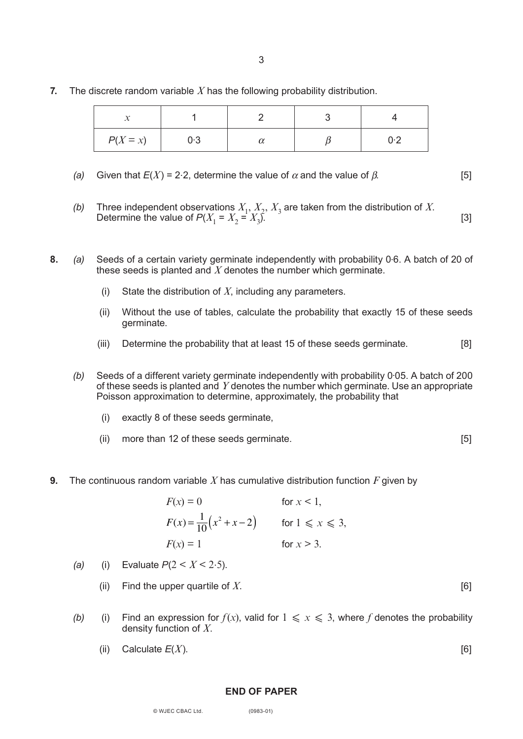**7.** The discrete random variable $X$ has the following probability distribution.

| $x$ | 1 | 2 | 3 | 4 |
|---|---|---|---|---|
| $P(X = x)$ | 0·3 | $\alpha$ | $\beta$ | 0·2 |

*(a)* Given that $E(X)$ = 2·2, determine the value of $\alpha$ and the value of $\beta$. [5]

*(b)* Three independent observations $X_1$, $X_2$, $X_3$ are taken from the distribution of $X$. Determine the value of $P(X_1 = X_2 = X_3)$. [3]

**8.** *(a)* Seeds of a certain variety germinate independently with probability 0·6. A batch of 20 of these seeds is planted and $X$ denotes the number which germinate.

(i) State the distribution of $X$, including any parameters.

(ii) Without the use of tables, calculate the probability that exactly 15 of these seeds germinate.

(iii) Determine the probability that at least 15 of these seeds germinate. [8]

*(b)* Seeds of a different variety germinate independently with probability 0·05. A batch of 200 of these seeds is planted and $Y$ denotes the number which germinate. Use an appropriate Poisson approximation to determine, approximately, the probability that

(i) exactly 8 of these seeds germinate,

(ii) more than 12 of these seeds germinate. [5]

**9.** The continuous random variable $X$ has cumulative distribution function $F$ given by

$$F(x) = 0 \qquad \text{for } x < 1,$$

$$F(x) = \frac{1}{10}\left(x^2 + x - 2\right) \qquad \text{for } 1 \leqslant x \leqslant 3,$$

$$F(x) = 1 \qquad \text{for } x > 3.$$

*(a)* (i) Evaluate $P(2 < X < 2{\cdot}5)$.

(ii) Find the upper quartile of $X$. [6]

*(b)* (i) Find an expression for $f(x)$, valid for $1 \leqslant x \leqslant 3$, where $f$ denotes the probability density function of $X$.

(ii) Calculate $E(X)$. [6]

**END OF PAPER**

© WJEC CBAC Ltd. (0983-01)